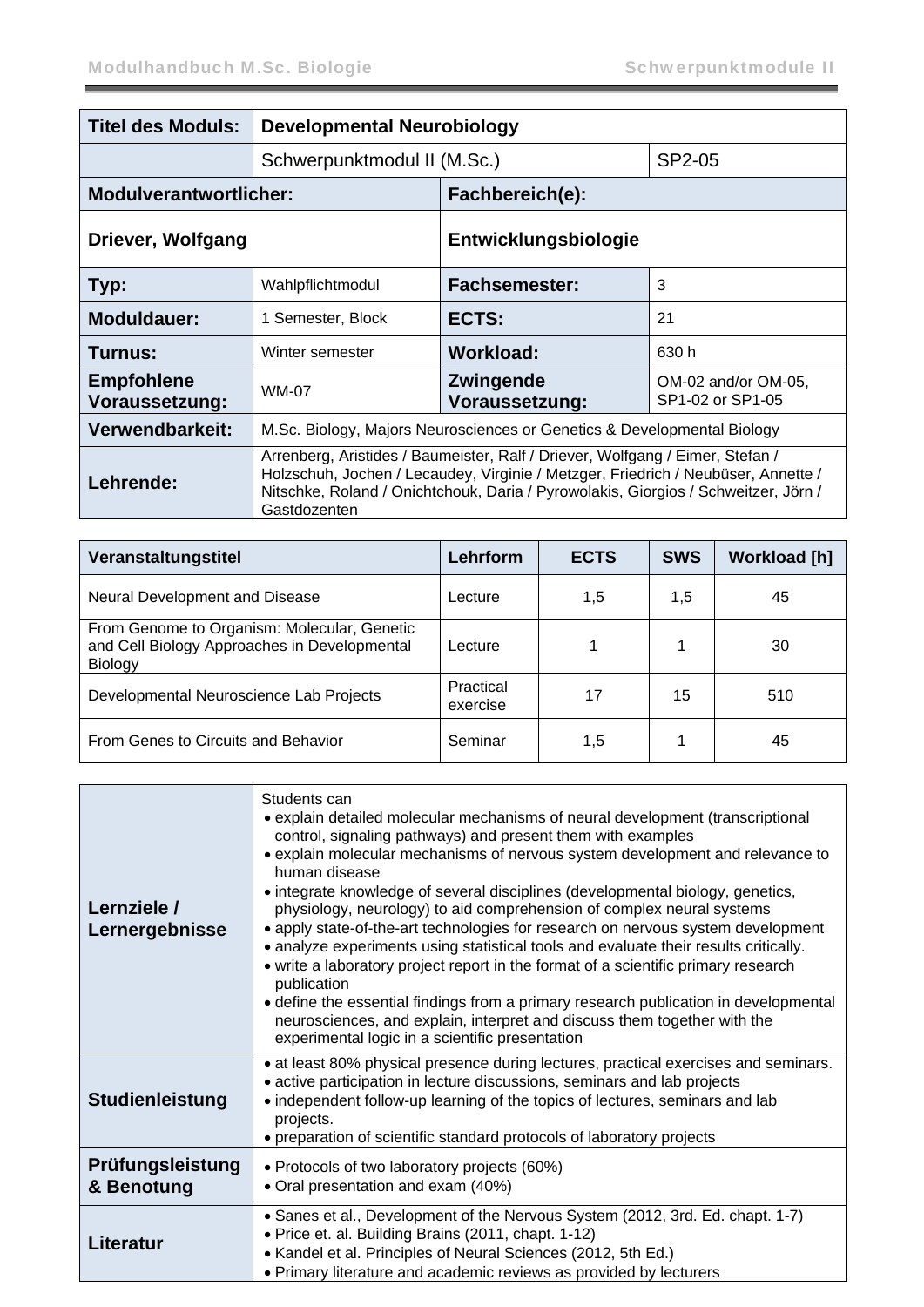| Titel des Moduls: | Developmental Neurobiology | | |
|---|---|---|---|
| | Schwerpunktmodul II (M.Sc.) | | SP2-05 |
| **Modulverantwortlicher:** | | **Fachbereich(e):** | |
| **Driever, Wolfgang** | | **Entwicklungsbiologie** | |
| **Typ:** | Wahlpflichtmodul | **Fachsemester:** | 3 |
| **Moduldauer:** | 1 Semester, Block | **ECTS:** | 21 |
| **Turnus:** | Winter semester | **Workload:** | 630 h |
| **Empfohlene Voraussetzung:** | WM-07 | **Zwingende Voraussetzung:** | OM-02 and/or OM-05, SP1-02 or SP1-05 |
| **Verwendbarkeit:** | M.Sc. Biology, Majors Neurosciences or Genetics & Developmental Biology | | |
| **Lehrende:** | Arrenberg, Aristides / Baumeister, Ralf / Driever, Wolfgang / Eimer, Stefan / Holzschuh, Jochen / Lecaudey, Virginie / Metzger, Friedrich / Neubüser, Annette / Nitschke, Roland / Onichtchouk, Daria / Pyrowolakis, Giorgios / Schweitzer, Jörn / Gastdozenten | | |

| Veranstaltungstitel | Lehrform | ECTS | SWS | Workload [h] |
|---|---|---|---|---|
| Neural Development and Disease | Lecture | 1,5 | 1,5 | 45 |
| From Genome to Organism: Molecular, Genetic and Cell Biology Approaches in Developmental Biology | Lecture | 1 | 1 | 30 |
| Developmental Neuroscience Lab Projects | Practical exercise | 17 | 15 | 510 |
| From Genes to Circuits and Behavior | Seminar | 1,5 | 1 | 45 |

| | |
|---|---|
| **Lernziele / Lernergebnisse** | Students can<br>• explain detailed molecular mechanisms of neural development (transcriptional control, signaling pathways) and present them with examples<br>• explain molecular mechanisms of nervous system development and relevance to human disease<br>• integrate knowledge of several disciplines (developmental biology, genetics, physiology, neurology) to aid comprehension of complex neural systems<br>• apply state-of-the-art technologies for research on nervous system development<br>• analyze experiments using statistical tools and evaluate their results critically.<br>• write a laboratory project report in the format of a scientific primary research publication<br>• define the essential findings from a primary research publication in developmental neurosciences, and explain, interpret and discuss them together with the experimental logic in a scientific presentation |
| **Studienleistung** | • at least 80% physical presence during lectures, practical exercises and seminars.<br>• active participation in lecture discussions, seminars and lab projects<br>• independent follow-up learning of the topics of lectures, seminars and lab projects.<br>• preparation of scientific standard protocols of laboratory projects |
| **Prüfungsleistung & Benotung** | • Protocols of two laboratory projects (60%)<br>• Oral presentation and exam (40%) |
| **Literatur** | • Sanes et al., Development of the Nervous System (2012, 3rd. Ed. chapt. 1-7)<br>• Price et. al. Building Brains (2011, chapt. 1-12)<br>• Kandel et al. Principles of Neural Sciences (2012, 5th Ed.)<br>• Primary literature and academic reviews as provided by lecturers |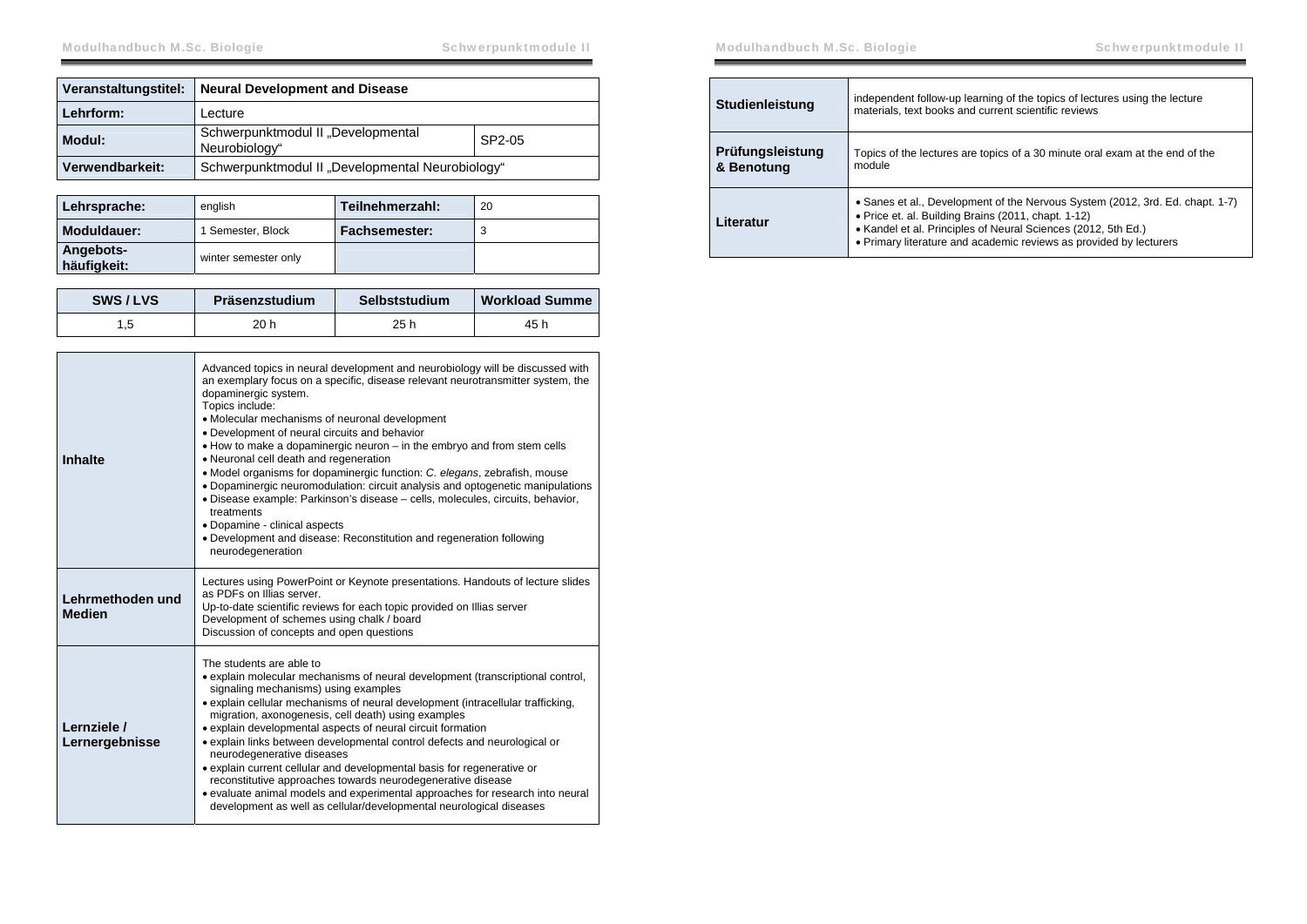| Veranstaltungstitel: | **Neural Development and Disease** | |
|---|---|---|
| Lehrform: | Lecture | |
| Modul: | Schwerpunktmodul II „Developmental Neurobiology“ | SP2-05 |
| Verwendbarkeit: | Schwerpunktmodul II „Developmental Neurobiology“ | |

| Lehrsprache: | english | Teilnehmerzahl: | 20 |
|---|---|---|---|
| Moduldauer: | 1 Semester, Block | Fachsemester: | 3 |
| Angebots-häufigkeit: | winter semester only | | |

| SWS / LVS | Präsenzstudium | Selbststudium | Workload Summe |
|---|---|---|---|
| 1,5 | 20 h | 25 h | 45 h |

| | |
|---|---|
| **Inhalte** | Advanced topics in neural development and neurobiology will be discussed with an exemplary focus on a specific, disease relevant neurotransmitter system, the dopaminergic system.<br>Topics include:<br>• Molecular mechanisms of neuronal development<br>• Development of neural circuits and behavior<br>• How to make a dopaminergic neuron – in the embryo and from stem cells<br>• Neuronal cell death and regeneration<br>• Model organisms for dopaminergic function: *C. elegans*, zebrafish, mouse<br>• Dopaminergic neuromodulation: circuit analysis and optogenetic manipulations<br>• Disease example: Parkinson's disease – cells, molecules, circuits, behavior, treatments<br>• Dopamine - clinical aspects<br>• Development and disease: Reconstitution and regeneration following neurodegeneration |
| **Lehrmethoden und Medien** | Lectures using PowerPoint or Keynote presentations. Handouts of lecture slides as PDFs on Illias server.<br>Up-to-date scientific reviews for each topic provided on Illias server<br>Development of schemes using chalk / board<br>Discussion of concepts and open questions |
| **Lernziele / Lernergebnisse** | The students are able to<br>• explain molecular mechanisms of neural development (transcriptional control, signaling mechanisms) using examples<br>• explain cellular mechanisms of neural development (intracellular trafficking, migration, axonogenesis, cell death) using examples<br>• explain developmental aspects of neural circuit formation<br>• explain links between developmental control defects and neurological or neurodegenerative diseases<br>• explain current cellular and developmental basis for regenerative or reconstitutive approaches towards neurodegenerative disease<br>• evaluate animal models and experimental approaches for research into neural development as well as cellular/developmental neurological diseases |
| **Studienleistung** | independent follow-up learning of the topics of lectures using the lecture materials, text books and current scientific reviews |
| **Prüfungsleistung & Benotung** | Topics of the lectures are topics of a 30 minute oral exam at the end of the module |
| **Literatur** | • Sanes et al., Development of the Nervous System (2012, 3rd. Ed. chapt. 1-7)<br>• Price et. al. Building Brains (2011, chapt. 1-12)<br>• Kandel et al. Principles of Neural Sciences (2012, 5th Ed.)<br>• Primary literature and academic reviews as provided by lecturers |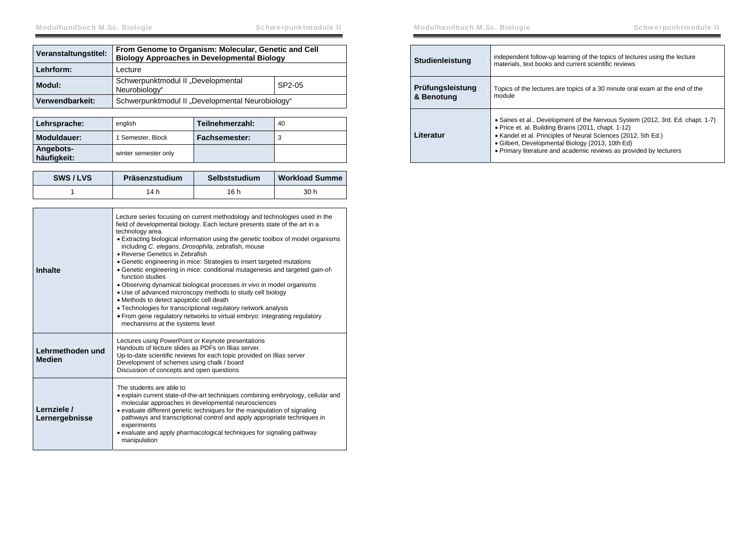| Veranstaltungstitel: | From Genome to Organism: Molecular, Genetic and Cell Biology Approaches in Developmental Biology | |
|---|---|---|
| Lehrform: | Lecture | |
| Modul: | Schwerpunktmodul II „Developmental Neurobiology“ | SP2-05 |
| Verwendbarkeit: | Schwerpunktmodul II „Developmental Neurobiology“ | |

| Lehrsprache: | english | Teilnehmerzahl: | 40 |
|---|---|---|---|
| Moduldauer: | 1 Semester, Block | Fachsemester: | 3 |
| Angebots-häufigkeit: | winter semester only | | |

| SWS / LVS | Präsenzstudium | Selbststudium | Workload Summe |
|---|---|---|---|
| 1 | 14 h | 16 h | 30 h |

| | |
|---|---|
| **Inhalte** | Lecture series focusing on current methodology and technologies used in the field of developmental biology. Each lecture presents state of the art in a technology area.<br>• Extracting biological information using the genetic toolbox of model organisms including *C. elegans*, *Drosophila*, zebrafish, mouse<br>• Reverse Genetics in Zebrafish<br>• Genetic engineering in mice: Strategies to insert targeted mutations<br>• Genetic engineering in mice: conditional mutagenesis and targeted gain-of-function studies<br>• Observing dynamical biological processes *in vivo* in model organisms<br>• Use of advanced microscopy methods to study cell biology<br>• Methods to detect apoptotic cell death<br>• Technologies for transcriptional regulatory network analysis<br>• From gene regulatory networks to virtual embryo: Integrating regulatory mechanisms at the systems level |
| **Lehrmethoden und Medien** | Lectures using PowerPoint or Keynote presentations<br>Handouts of lecture slides as PDFs on Illias server.<br>Up-to-date scientific reviews for each topic provided on Illias server<br>Development of schemes using chalk / board<br>Discussion of concepts and open questions |
| **Lernziele / Lernergebnisse** | The students are able to<br>• explain current state-of-the-art techniques combining embryology, cellular and molecular approaches in developmental neurosciences<br>• evaluate different genetic techniques for the manipulation of signaling pathways and transcriptional control and apply appropriate techniques in experiments<br>• evaluate and apply pharmacological techniques for signaling pathway manipulation |
| **Studienleistung** | independent follow-up learning of the topics of lectures using the lecture materials, text books and current scientific reviews |
| **Prüfungsleistung & Benotung** | Topics of the lectures are topics of a 30 minute oral exam at the end of the module |
| **Literatur** | • Sanes et al., Development of the Nervous System (2012, 3rd. Ed. chapt. 1-7)<br>• Price et. al. Building Brains (2011, chapt. 1-12)<br>• Kandel et al. Principles of Neural Sciences (2012, 5th Ed.)<br>• Gilbert, Developmental Biology (2013, 10th Ed)<br>• Primary literature and academic reviews as provided by lecturers |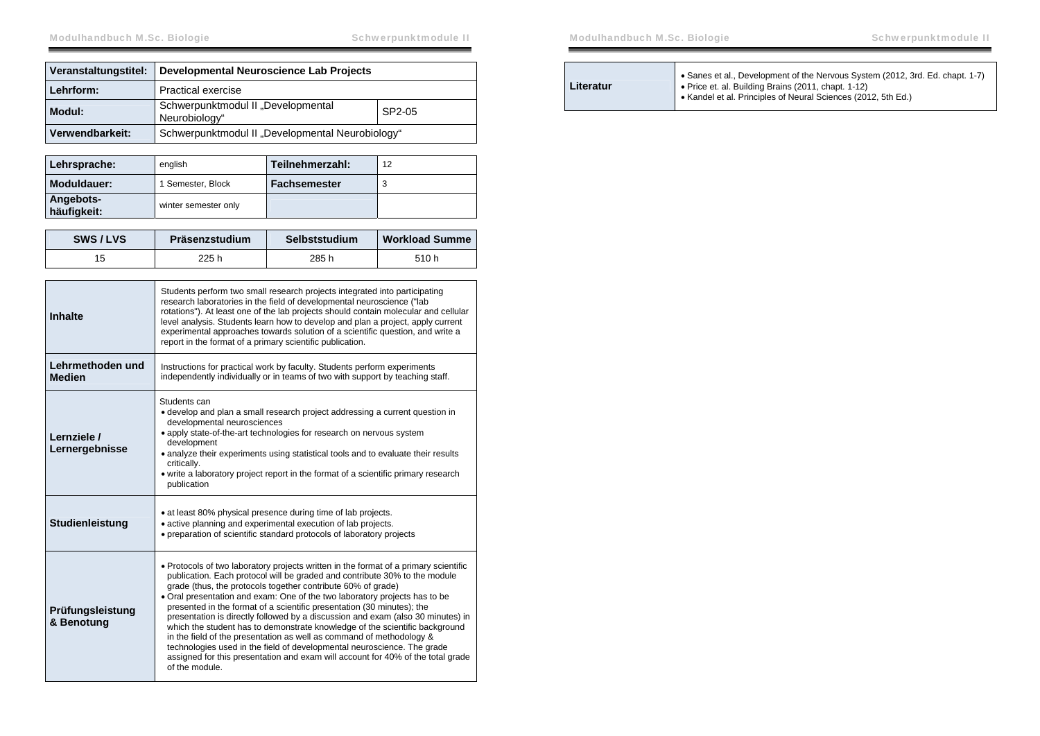| Veranstaltungstitel: | Developmental Neuroscience Lab Projects | |
|---|---|---|
| Lehrform: | Practical exercise | |
| Modul: | Schwerpunktmodul II „Developmental Neurobiology“ | SP2-05 |
| Verwendbarkeit: | Schwerpunktmodul II „Developmental Neurobiology“ | |

| Lehrsprache: | english | Teilnehmerzahl: | 12 |
|---|---|---|---|
| Moduldauer: | 1 Semester, Block | Fachsemester | 3 |
| Angebots-häufigkeit: | winter semester only | | |

| SWS / LVS | Präsenzstudium | Selbststudium | Workload Summe |
|---|---|---|---|
| 15 | 225 h | 285 h | 510 h |

| | |
|---|---|
| **Inhalte** | Students perform two small research projects integrated into participating research laboratories in the field of developmental neuroscience ("lab rotations"). At least one of the lab projects should contain molecular and cellular level analysis. Students learn how to develop and plan a project, apply current experimental approaches towards solution of a scientific question, and write a report in the format of a primary scientific publication. |
| **Lehrmethoden und Medien** | Instructions for practical work by faculty. Students perform experiments independently individually or in teams of two with support by teaching staff. |
| **Lernziele / Lernergebnisse** | Students can<br>• develop and plan a small research project addressing a current question in developmental neurosciences<br>• apply state-of-the-art technologies for research on nervous system development<br>• analyze their experiments using statistical tools and to evaluate their results critically.<br>• write a laboratory project report in the format of a scientific primary research publication |
| **Studienleistung** | • at least 80% physical presence during time of lab projects.<br>• active planning and experimental execution of lab projects.<br>• preparation of scientific standard protocols of laboratory projects |
| **Prüfungsleistung & Benotung** | • Protocols of two laboratory projects written in the format of a primary scientific publication. Each protocol will be graded and contribute 30% to the module grade (thus, the protocols together contribute 60% of grade)<br>• Oral presentation and exam: One of the two laboratory projects has to be presented in the format of a scientific presentation (30 minutes); the presentation is directly followed by a discussion and exam (also 30 minutes) in which the student has to demonstrate knowledge of the scientific background in the field of the presentation as well as command of methodology & technologies used in the field of developmental neuroscience. The grade assigned for this presentation and exam will account for 40% of the total grade of the module. |
| **Literatur** | • Sanes et al., Development of the Nervous System (2012, 3rd. Ed. chapt. 1-7)<br>• Price et. al. Building Brains (2011, chapt. 1-12)<br>• Kandel et al. Principles of Neural Sciences (2012, 5th Ed.) |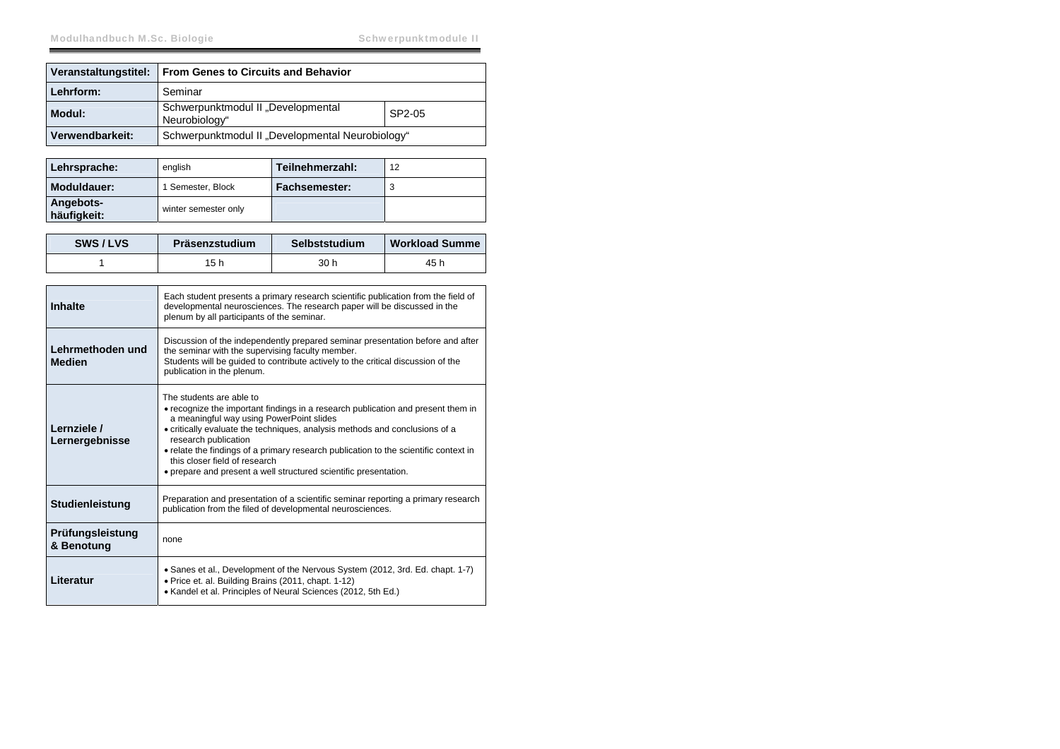| | | | |
|---|---|---|---|
| **Veranstaltungstitel:** | **From Genes to Circuits and Behavior** | | |
| **Lehrform:** | Seminar | | |
| **Modul:** | Schwerpunktmodul II „Developmental Neurobiology“ | | SP2-05 |
| **Verwendbarkeit:** | Schwerpunktmodul II „Developmental Neurobiology“ | | |

| | | | |
|---|---|---|---|
| **Lehrsprache:** | english | **Teilnehmerzahl:** | 12 |
| **Moduldauer:** | 1 Semester, Block | **Fachsemester:** | 3 |
| **Angebots-häufigkeit:** | winter semester only | | |

| SWS / LVS | Präsenzstudium | Selbststudium | Workload Summe |
|---|---|---|---|
| 1 | 15 h | 30 h | 45 h |

| | |
|---|---|
| **Inhalte** | Each student presents a primary research scientific publication from the field of developmental neurosciences. The research paper will be discussed in the plenum by all participants of the seminar. |
| **Lehrmethoden und Medien** | Discussion of the independently prepared seminar presentation before and after the seminar with the supervising faculty member.<br>Students will be guided to contribute actively to the critical discussion of the publication in the plenum. |
| **Lernziele / Lernergebnisse** | The students are able to<br>• recognize the important findings in a research publication and present them in a meaningful way using PowerPoint slides<br>• critically evaluate the techniques, analysis methods and conclusions of a research publication<br>• relate the findings of a primary research publication to the scientific context in this closer field of research<br>• prepare and present a well structured scientific presentation. |
| **Studienleistung** | Preparation and presentation of a scientific seminar reporting a primary research publication from the filed of developmental neurosciences. |
| **Prüfungsleistung & Benotung** | none |
| **Literatur** | • Sanes et al., Development of the Nervous System (2012, 3rd. Ed. chapt. 1-7)<br>• Price et. al. Building Brains (2011, chapt. 1-12)<br>• Kandel et al. Principles of Neural Sciences (2012, 5th Ed.) |